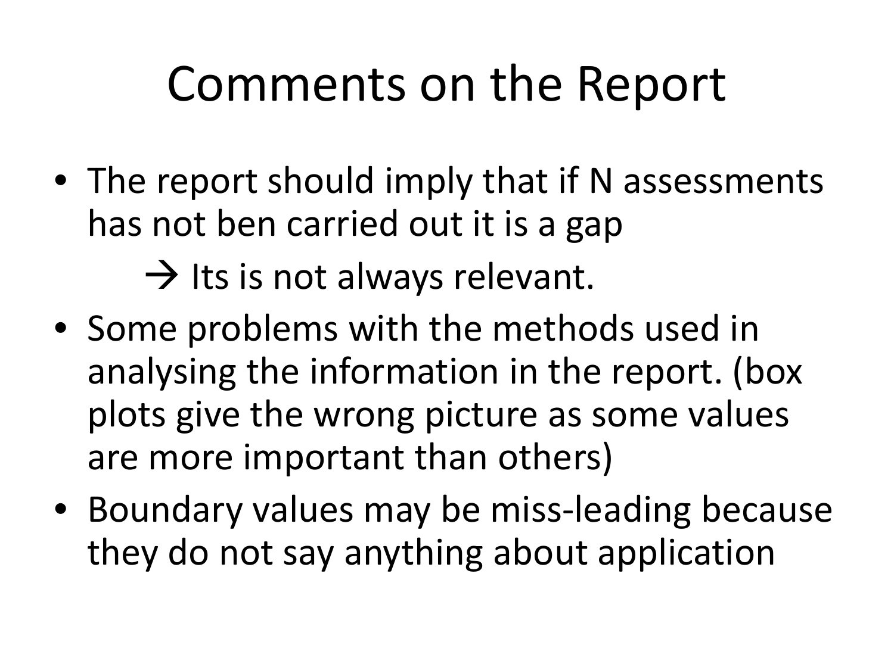# Comments on the Report

- The report should imply that if N assessments has not ben carried out it is a gap

  → Its is not always relevant.

- Some problems with the methods used in analysing the information in the report. (box plots give the wrong picture as some values are more important than others)
- Boundary values may be miss-leading because they do not say anything about application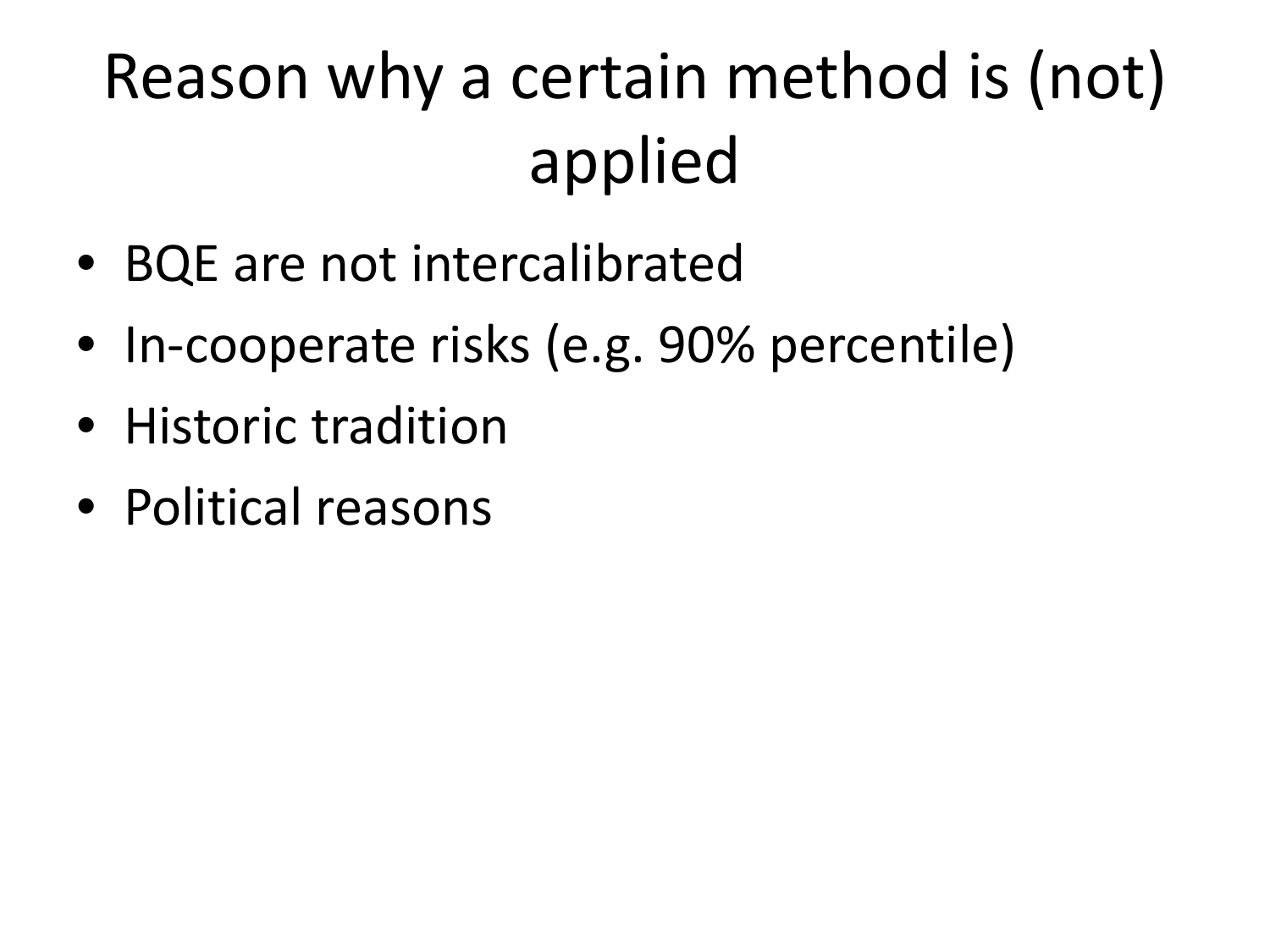# Reason why a certain method is (not) applied

- BQE are not intercalibrated
- In-cooperate risks (e.g. 90% percentile)
- Historic tradition
- Political reasons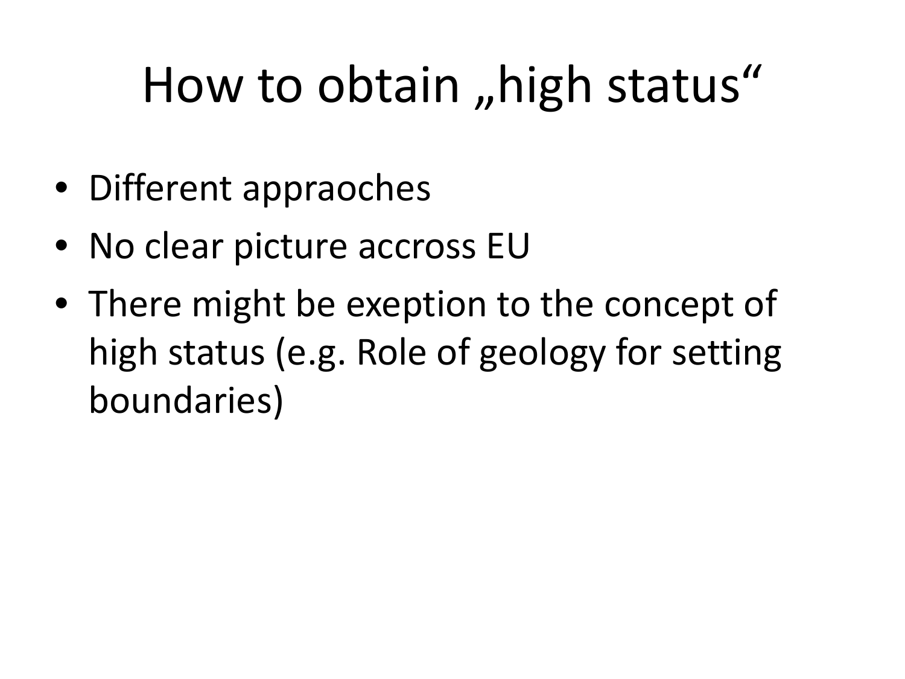# How to obtain „high status“

- Different appraoches
- No clear picture accross EU
- There might be exeption to the concept of high status (e.g. Role of geology for setting boundaries)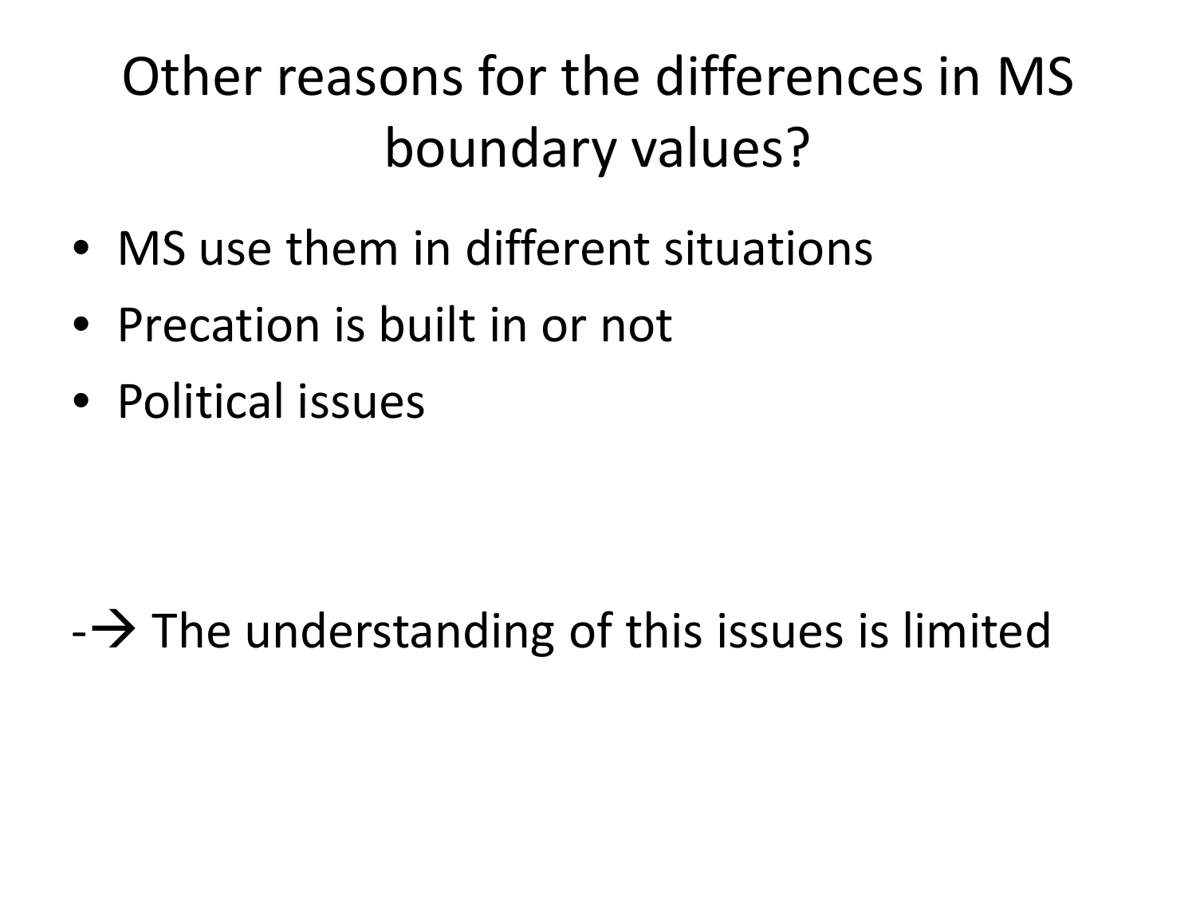# Other reasons for the differences in MS boundary values?

- MS use them in different situations
- Precation is built in or not
- Political issues

-→ The understanding of this issues is limited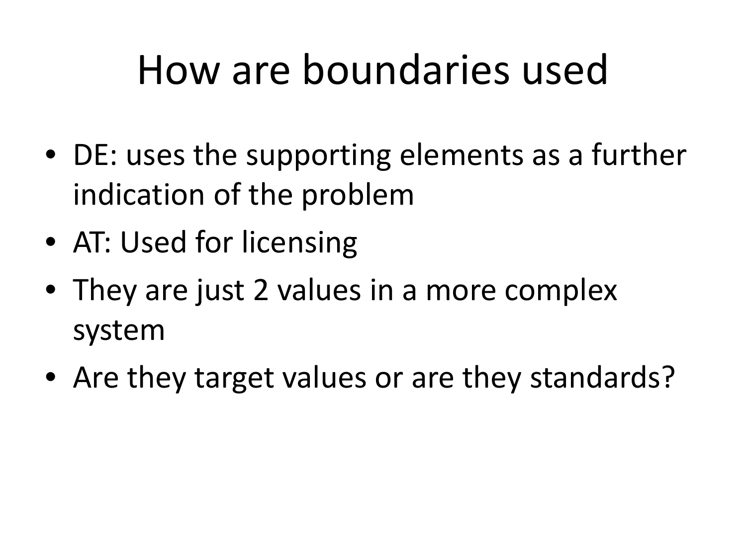# How are boundaries used

- DE: uses the supporting elements as a further indication of the problem
- AT: Used for licensing
- They are just 2 values in a more complex system
- Are they target values or are they standards?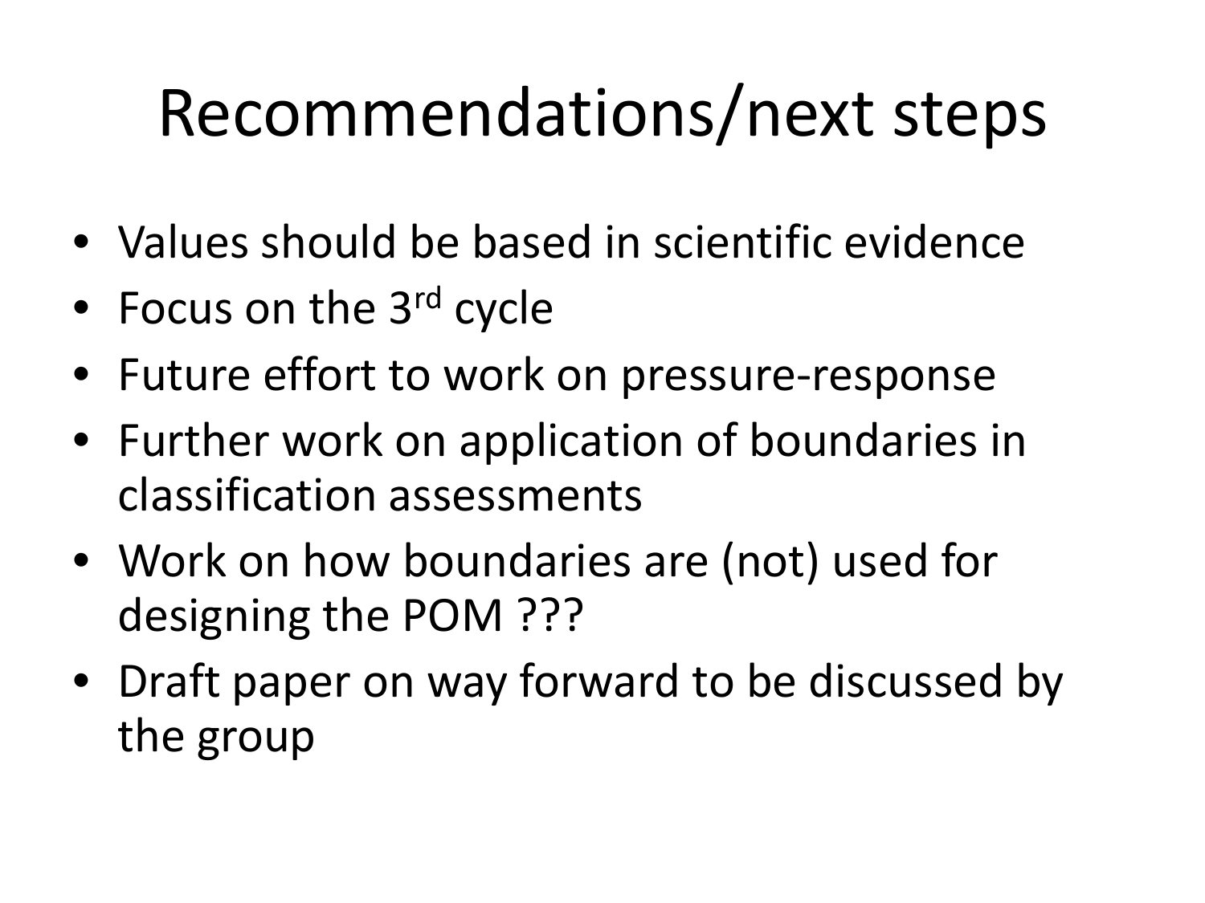# Recommendations/next steps

- Values should be based in scientific evidence
- Focus on the 3rd cycle
- Future effort to work on pressure-response
- Further work on application of boundaries in classification assessments
- Work on how boundaries are (not) used for designing the POM ???
- Draft paper on way forward to be discussed by the group